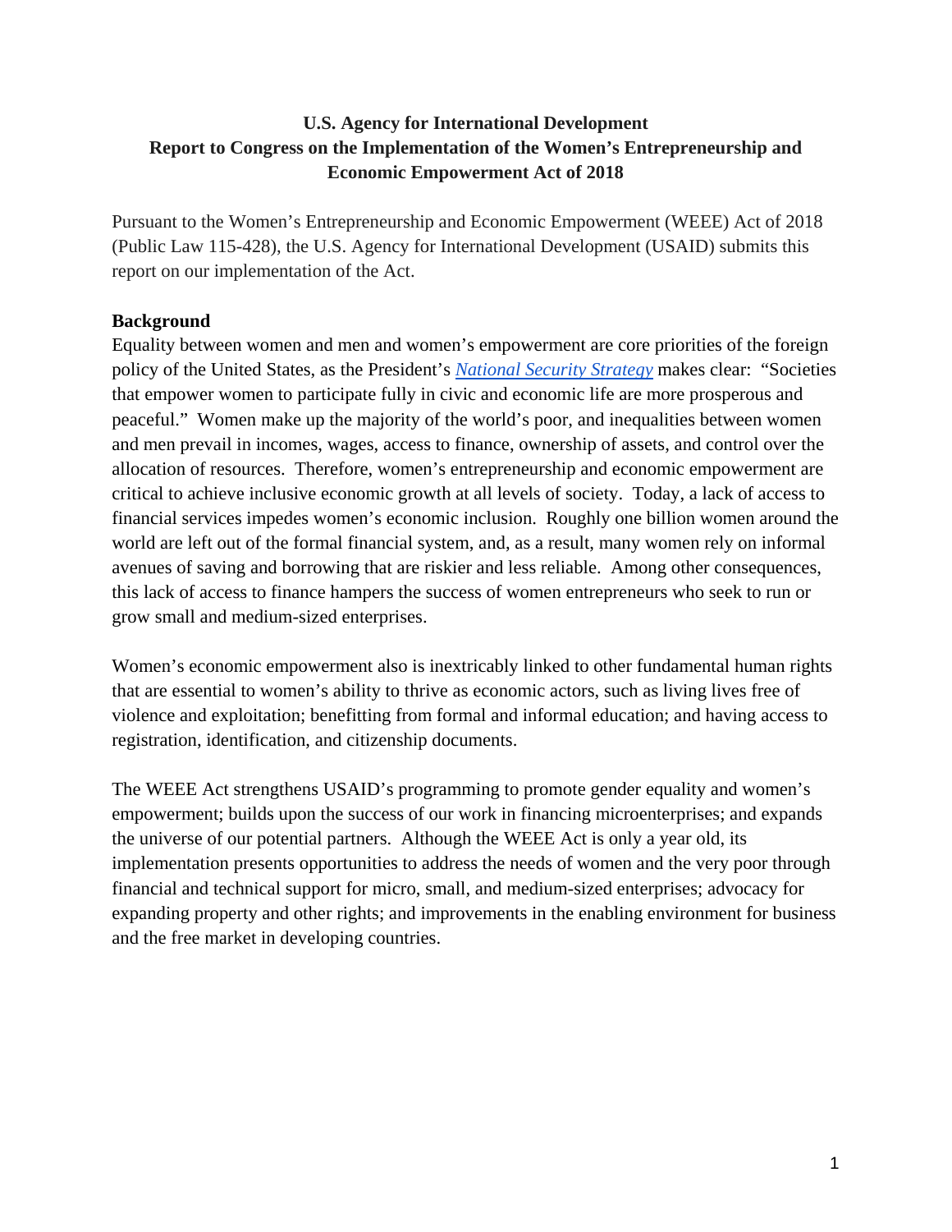# U.S. Agency for International Development
# Report to Congress on the Implementation of the Women's Entrepreneurship and Economic Empowerment Act of 2018

Pursuant to the Women's Entrepreneurship and Economic Empowerment (WEEE) Act of 2018 (Public Law 115-428), the U.S. Agency for International Development (USAID) submits this report on our implementation of the Act.

## Background

Equality between women and men and women's empowerment are core priorities of the foreign policy of the United States, as the President's [*National Security Strategy*]() makes clear: "Societies that empower women to participate fully in civic and economic life are more prosperous and peaceful." Women make up the majority of the world's poor, and inequalities between women and men prevail in incomes, wages, access to finance, ownership of assets, and control over the allocation of resources. Therefore, women's entrepreneurship and economic empowerment are critical to achieve inclusive economic growth at all levels of society. Today, a lack of access to financial services impedes women's economic inclusion. Roughly one billion women around the world are left out of the formal financial system, and, as a result, many women rely on informal avenues of saving and borrowing that are riskier and less reliable. Among other consequences, this lack of access to finance hampers the success of women entrepreneurs who seek to run or grow small and medium-sized enterprises.

Women's economic empowerment also is inextricably linked to other fundamental human rights that are essential to women's ability to thrive as economic actors, such as living lives free of violence and exploitation; benefitting from formal and informal education; and having access to registration, identification, and citizenship documents.

The WEEE Act strengthens USAID's programming to promote gender equality and women's empowerment; builds upon the success of our work in financing microenterprises; and expands the universe of our potential partners. Although the WEEE Act is only a year old, its implementation presents opportunities to address the needs of women and the very poor through financial and technical support for micro, small, and medium-sized enterprises; advocacy for expanding property and other rights; and improvements in the enabling environment for business and the free market in developing countries.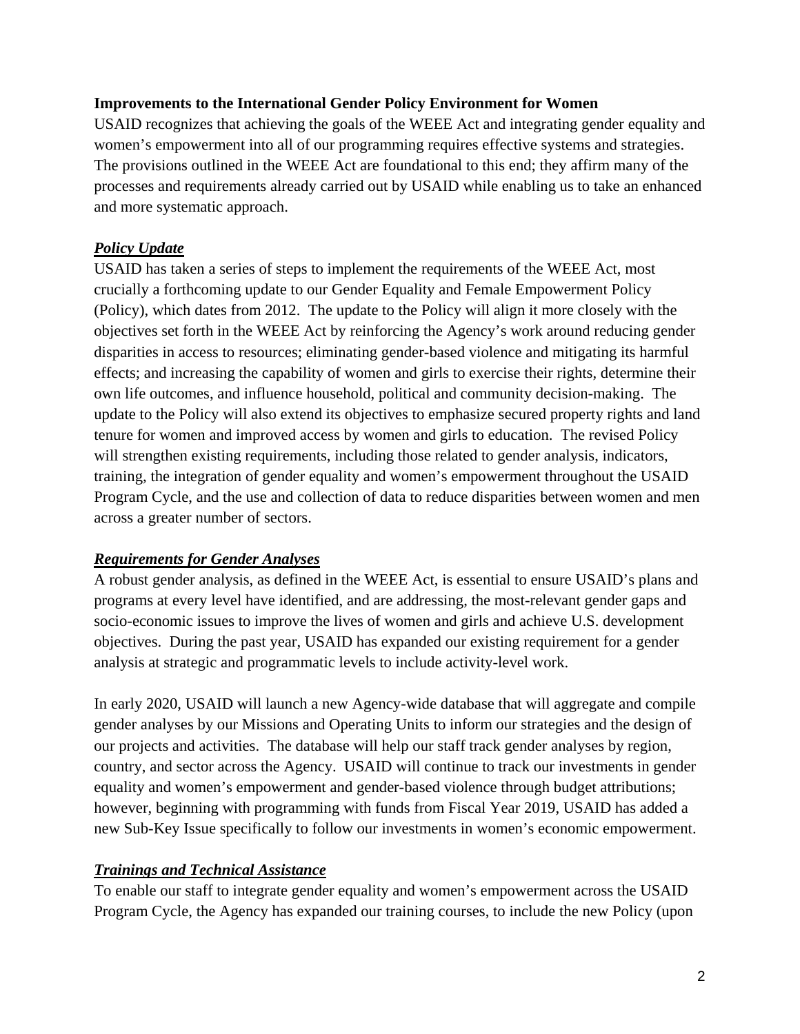**Improvements to the International Gender Policy Environment for Women**

USAID recognizes that achieving the goals of the WEEE Act and integrating gender equality and women's empowerment into all of our programming requires effective systems and strategies. The provisions outlined in the WEEE Act are foundational to this end; they affirm many of the processes and requirements already carried out by USAID while enabling us to take an enhanced and more systematic approach.

***Policy Update***

USAID has taken a series of steps to implement the requirements of the WEEE Act, most crucially a forthcoming update to our Gender Equality and Female Empowerment Policy (Policy), which dates from 2012. The update to the Policy will align it more closely with the objectives set forth in the WEEE Act by reinforcing the Agency's work around reducing gender disparities in access to resources; eliminating gender-based violence and mitigating its harmful effects; and increasing the capability of women and girls to exercise their rights, determine their own life outcomes, and influence household, political and community decision-making. The update to the Policy will also extend its objectives to emphasize secured property rights and land tenure for women and improved access by women and girls to education. The revised Policy will strengthen existing requirements, including those related to gender analysis, indicators, training, the integration of gender equality and women's empowerment throughout the USAID Program Cycle, and the use and collection of data to reduce disparities between women and men across a greater number of sectors.

***Requirements for Gender Analyses***

A robust gender analysis, as defined in the WEEE Act, is essential to ensure USAID's plans and programs at every level have identified, and are addressing, the most-relevant gender gaps and socio-economic issues to improve the lives of women and girls and achieve U.S. development objectives. During the past year, USAID has expanded our existing requirement for a gender analysis at strategic and programmatic levels to include activity-level work.

In early 2020, USAID will launch a new Agency-wide database that will aggregate and compile gender analyses by our Missions and Operating Units to inform our strategies and the design of our projects and activities. The database will help our staff track gender analyses by region, country, and sector across the Agency. USAID will continue to track our investments in gender equality and women's empowerment and gender-based violence through budget attributions; however, beginning with programming with funds from Fiscal Year 2019, USAID has added a new Sub-Key Issue specifically to follow our investments in women's economic empowerment.

***Trainings and Technical Assistance***

To enable our staff to integrate gender equality and women's empowerment across the USAID Program Cycle, the Agency has expanded our training courses, to include the new Policy (upon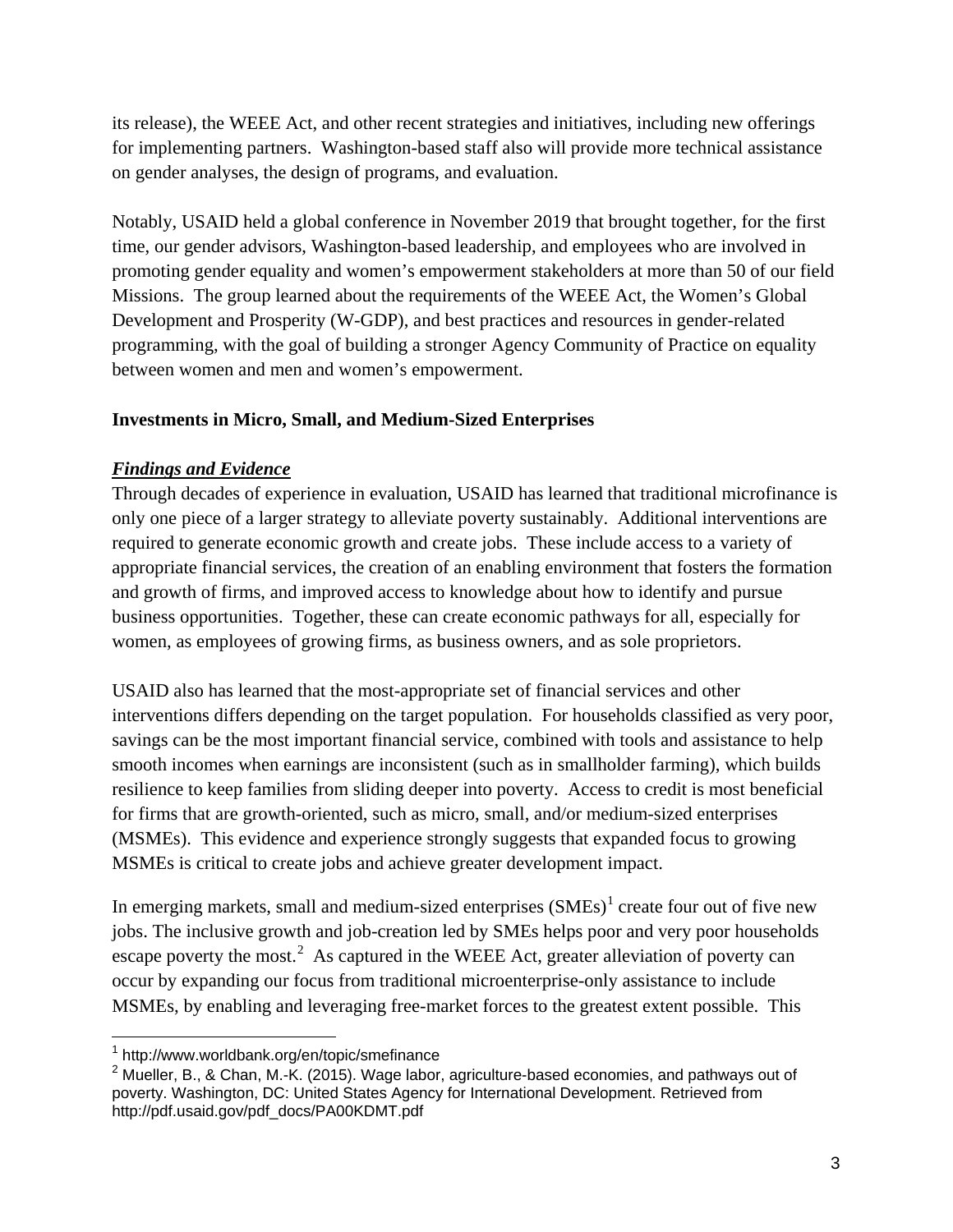its release), the WEEE Act, and other recent strategies and initiatives, including new offerings for implementing partners. Washington-based staff also will provide more technical assistance on gender analyses, the design of programs, and evaluation.

Notably, USAID held a global conference in November 2019 that brought together, for the first time, our gender advisors, Washington-based leadership, and employees who are involved in promoting gender equality and women's empowerment stakeholders at more than 50 of our field Missions. The group learned about the requirements of the WEEE Act, the Women's Global Development and Prosperity (W-GDP), and best practices and resources in gender-related programming, with the goal of building a stronger Agency Community of Practice on equality between women and men and women's empowerment.

**Investments in Micro, Small, and Medium-Sized Enterprises**

***Findings and Evidence***

Through decades of experience in evaluation, USAID has learned that traditional microfinance is only one piece of a larger strategy to alleviate poverty sustainably. Additional interventions are required to generate economic growth and create jobs. These include access to a variety of appropriate financial services, the creation of an enabling environment that fosters the formation and growth of firms, and improved access to knowledge about how to identify and pursue business opportunities. Together, these can create economic pathways for all, especially for women, as employees of growing firms, as business owners, and as sole proprietors.

USAID also has learned that the most-appropriate set of financial services and other interventions differs depending on the target population. For households classified as very poor, savings can be the most important financial service, combined with tools and assistance to help smooth incomes when earnings are inconsistent (such as in smallholder farming), which builds resilience to keep families from sliding deeper into poverty. Access to credit is most beneficial for firms that are growth-oriented, such as micro, small, and/or medium-sized enterprises (MSMEs). This evidence and experience strongly suggests that expanded focus to growing MSMEs is critical to create jobs and achieve greater development impact.

In emerging markets, small and medium-sized enterprises (SMEs)[1] create four out of five new jobs. The inclusive growth and job-creation led by SMEs helps poor and very poor households escape poverty the most.[2] As captured in the WEEE Act, greater alleviation of poverty can occur by expanding our focus from traditional microenterprise-only assistance to include MSMEs, by enabling and leveraging free-market forces to the greatest extent possible. This

---

[1] http://www.worldbank.org/en/topic/smefinance

[2] Mueller, B., & Chan, M.-K. (2015). Wage labor, agriculture-based economies, and pathways out of poverty. Washington, DC: United States Agency for International Development. Retrieved from http://pdf.usaid.gov/pdf_docs/PA00KDMT.pdf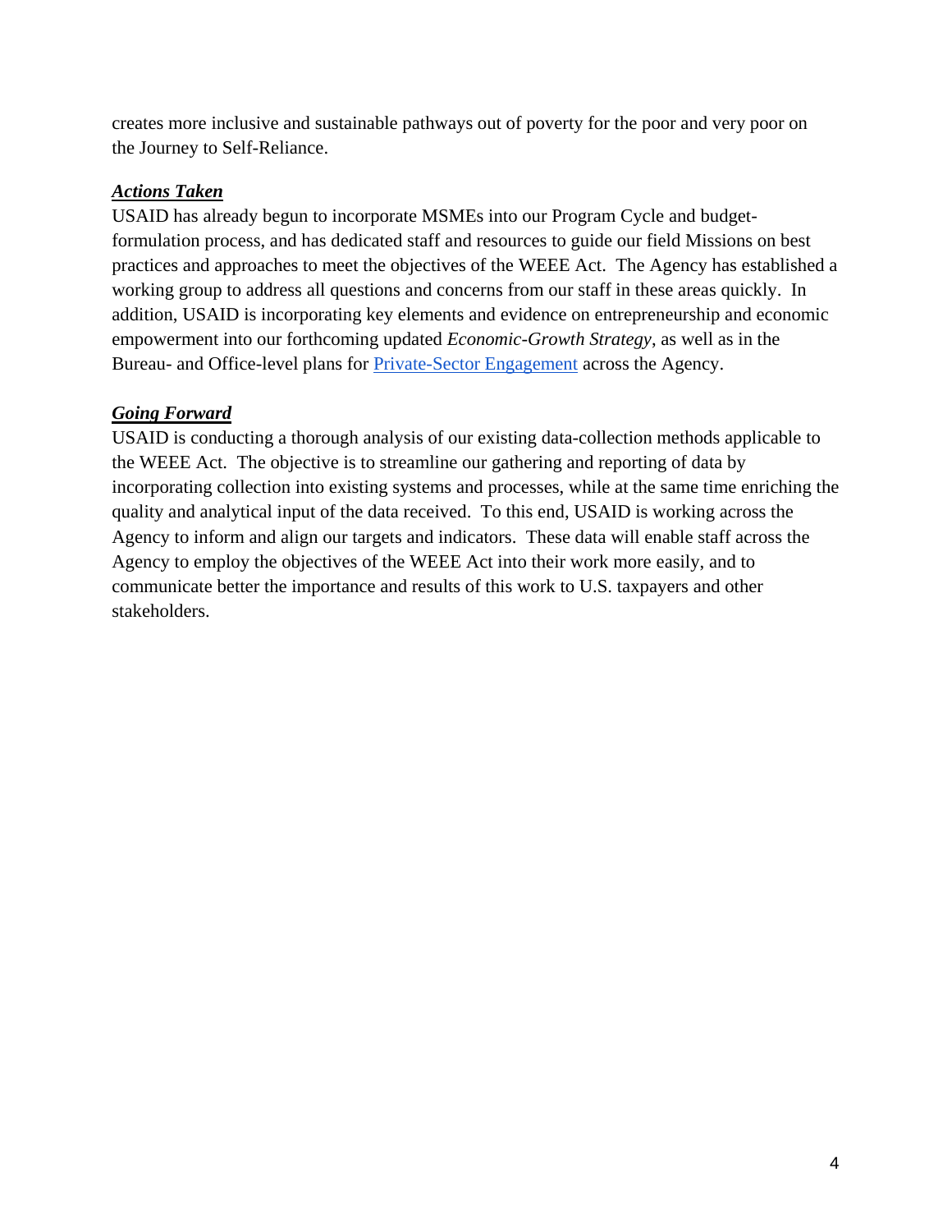creates more inclusive and sustainable pathways out of poverty for the poor and very poor on the Journey to Self-Reliance.

***Actions Taken***

USAID has already begun to incorporate MSMEs into our Program Cycle and budget-formulation process, and has dedicated staff and resources to guide our field Missions on best practices and approaches to meet the objectives of the WEEE Act. The Agency has established a working group to address all questions and concerns from our staff in these areas quickly. In addition, USAID is incorporating key elements and evidence on entrepreneurship and economic empowerment into our forthcoming updated *Economic-Growth Strategy*, as well as in the Bureau- and Office-level plans for Private-Sector Engagement across the Agency.

***Going Forward***

USAID is conducting a thorough analysis of our existing data-collection methods applicable to the WEEE Act. The objective is to streamline our gathering and reporting of data by incorporating collection into existing systems and processes, while at the same time enriching the quality and analytical input of the data received. To this end, USAID is working across the Agency to inform and align our targets and indicators. These data will enable staff across the Agency to employ the objectives of the WEEE Act into their work more easily, and to communicate better the importance and results of this work to U.S. taxpayers and other stakeholders.